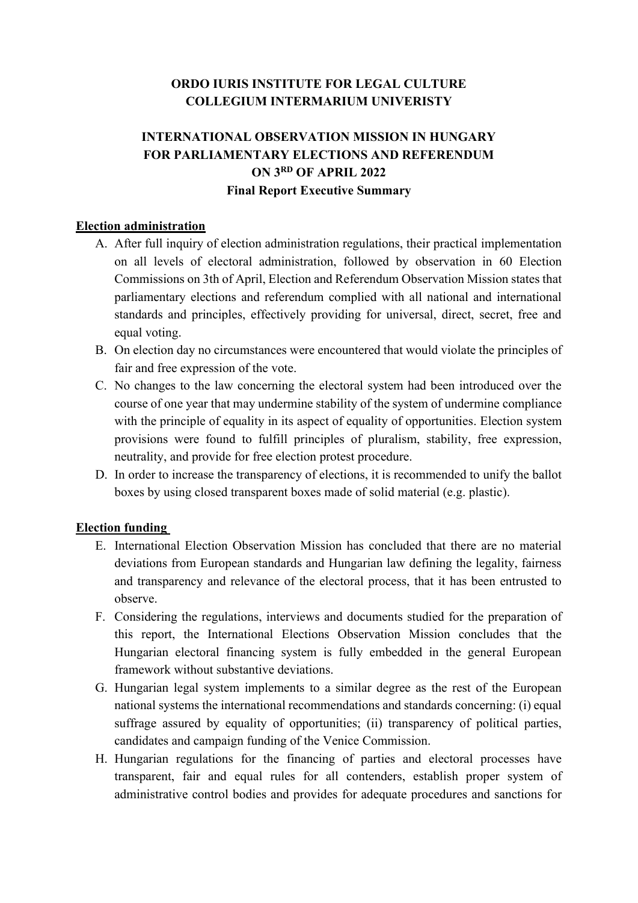**ORDO IURIS INSTITUTE FOR LEGAL CULTURE**
**COLLEGIUM INTERMARIUM UNIVERISTY**

# INTERNATIONAL OBSERVATION MISSION IN HUNGARY FOR PARLIAMENTARY ELECTIONS AND REFERENDUM ON 3RD OF APRIL 2022

**Final Report Executive Summary**

## Election administration

A. After full inquiry of election administration regulations, their practical implementation on all levels of electoral administration, followed by observation in 60 Election Commissions on 3th of April, Election and Referendum Observation Mission states that parliamentary elections and referendum complied with all national and international standards and principles, effectively providing for universal, direct, secret, free and equal voting.

B. On election day no circumstances were encountered that would violate the principles of fair and free expression of the vote.

C. No changes to the law concerning the electoral system had been introduced over the course of one year that may undermine stability of the system of undermine compliance with the principle of equality in its aspect of equality of opportunities. Election system provisions were found to fulfill principles of pluralism, stability, free expression, neutrality, and provide for free election protest procedure.

D. In order to increase the transparency of elections, it is recommended to unify the ballot boxes by using closed transparent boxes made of solid material (e.g. plastic).

## Election funding

E. International Election Observation Mission has concluded that there are no material deviations from European standards and Hungarian law defining the legality, fairness and transparency and relevance of the electoral process, that it has been entrusted to observe.

F. Considering the regulations, interviews and documents studied for the preparation of this report, the International Elections Observation Mission concludes that the Hungarian electoral financing system is fully embedded in the general European framework without substantive deviations.

G. Hungarian legal system implements to a similar degree as the rest of the European national systems the international recommendations and standards concerning: (i) equal suffrage assured by equality of opportunities; (ii) transparency of political parties, candidates and campaign funding of the Venice Commission.

H. Hungarian regulations for the financing of parties and electoral processes have transparent, fair and equal rules for all contenders, establish proper system of administrative control bodies and provides for adequate procedures and sanctions for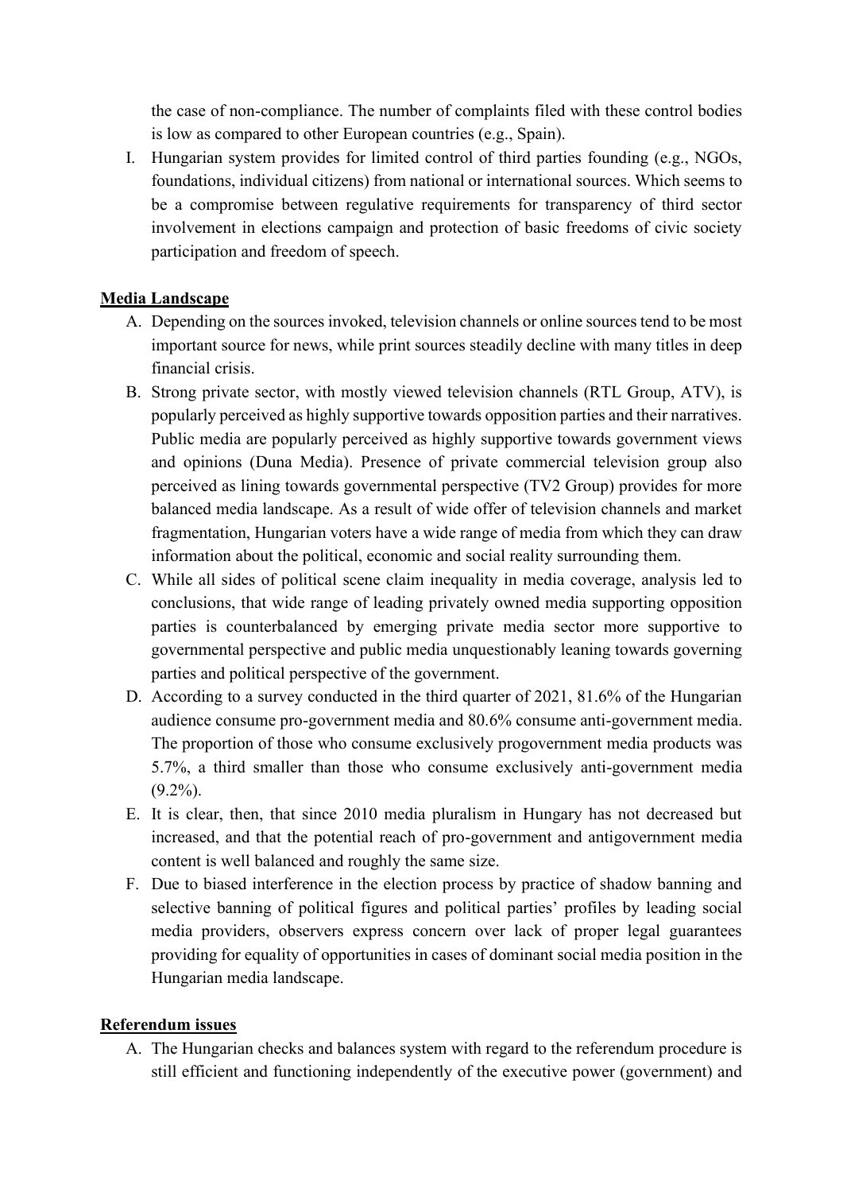the case of non-compliance. The number of complaints filed with these control bodies is low as compared to other European countries (e.g., Spain).

I. Hungarian system provides for limited control of third parties founding (e.g., NGOs, foundations, individual citizens) from national or international sources. Which seems to be a compromise between regulative requirements for transparency of third sector involvement in elections campaign and protection of basic freedoms of civic society participation and freedom of speech.

**Media Landscape**

A. Depending on the sources invoked, television channels or online sources tend to be most important source for news, while print sources steadily decline with many titles in deep financial crisis.

B. Strong private sector, with mostly viewed television channels (RTL Group, ATV), is popularly perceived as highly supportive towards opposition parties and their narratives. Public media are popularly perceived as highly supportive towards government views and opinions (Duna Media). Presence of private commercial television group also perceived as lining towards governmental perspective (TV2 Group) provides for more balanced media landscape. As a result of wide offer of television channels and market fragmentation, Hungarian voters have a wide range of media from which they can draw information about the political, economic and social reality surrounding them.

C. While all sides of political scene claim inequality in media coverage, analysis led to conclusions, that wide range of leading privately owned media supporting opposition parties is counterbalanced by emerging private media sector more supportive to governmental perspective and public media unquestionably leaning towards governing parties and political perspective of the government.

D. According to a survey conducted in the third quarter of 2021, 81.6% of the Hungarian audience consume pro-government media and 80.6% consume anti-government media. The proportion of those who consume exclusively progovernment media products was 5.7%, a third smaller than those who consume exclusively anti-government media (9.2%).

E. It is clear, then, that since 2010 media pluralism in Hungary has not decreased but increased, and that the potential reach of pro-government and antigovernment media content is well balanced and roughly the same size.

F. Due to biased interference in the election process by practice of shadow banning and selective banning of political figures and political parties' profiles by leading social media providers, observers express concern over lack of proper legal guarantees providing for equality of opportunities in cases of dominant social media position in the Hungarian media landscape.

**Referendum issues**

A. The Hungarian checks and balances system with regard to the referendum procedure is still efficient and functioning independently of the executive power (government) and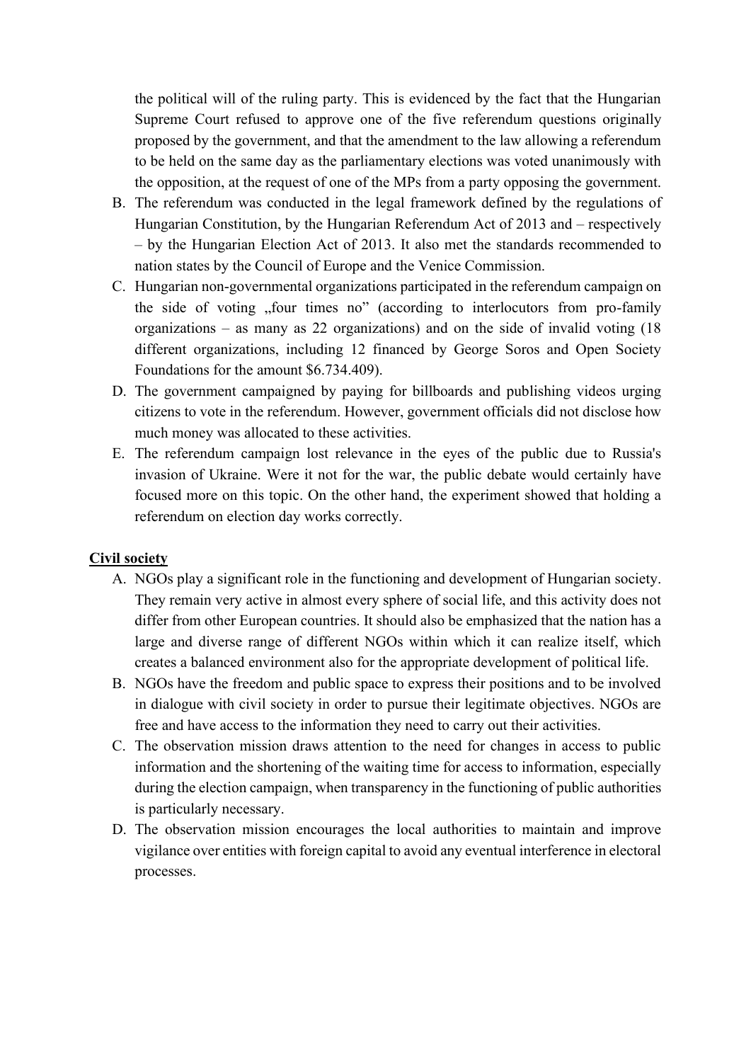the political will of the ruling party. This is evidenced by the fact that the Hungarian Supreme Court refused to approve one of the five referendum questions originally proposed by the government, and that the amendment to the law allowing a referendum to be held on the same day as the parliamentary elections was voted unanimously with the opposition, at the request of one of the MPs from a party opposing the government.

B. The referendum was conducted in the legal framework defined by the regulations of Hungarian Constitution, by the Hungarian Referendum Act of 2013 and – respectively – by the Hungarian Election Act of 2013. It also met the standards recommended to nation states by the Council of Europe and the Venice Commission.

C. Hungarian non-governmental organizations participated in the referendum campaign on the side of voting „four times no" (according to interlocutors from pro-family organizations – as many as 22 organizations) and on the side of invalid voting (18 different organizations, including 12 financed by George Soros and Open Society Foundations for the amount $6.734.409).

D. The government campaigned by paying for billboards and publishing videos urging citizens to vote in the referendum. However, government officials did not disclose how much money was allocated to these activities.

E. The referendum campaign lost relevance in the eyes of the public due to Russia's invasion of Ukraine. Were it not for the war, the public debate would certainly have focused more on this topic. On the other hand, the experiment showed that holding a referendum on election day works correctly.

**Civil society**

A. NGOs play a significant role in the functioning and development of Hungarian society. They remain very active in almost every sphere of social life, and this activity does not differ from other European countries. It should also be emphasized that the nation has a large and diverse range of different NGOs within which it can realize itself, which creates a balanced environment also for the appropriate development of political life.

B. NGOs have the freedom and public space to express their positions and to be involved in dialogue with civil society in order to pursue their legitimate objectives. NGOs are free and have access to the information they need to carry out their activities.

C. The observation mission draws attention to the need for changes in access to public information and the shortening of the waiting time for access to information, especially during the election campaign, when transparency in the functioning of public authorities is particularly necessary.

D. The observation mission encourages the local authorities to maintain and improve vigilance over entities with foreign capital to avoid any eventual interference in electoral processes.